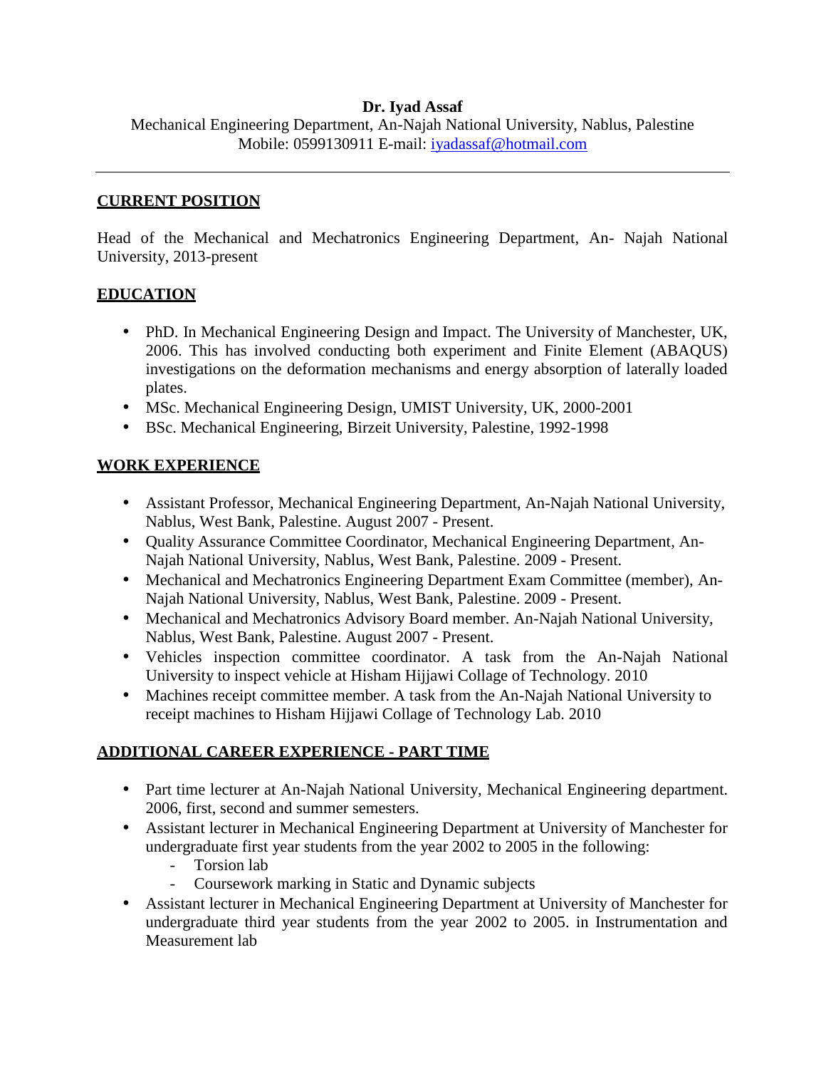**Dr. Iyad Assaf**

Mechanical Engineering Department, An-Najah National University, Nablus, Palestine

Mobile: 0599130911 E-mail: iyadassaf@hotmail.com

---

## CURRENT POSITION

Head of the Mechanical and Mechatronics Engineering Department, An- Najah National University, 2013-present

## EDUCATION

- PhD. In Mechanical Engineering Design and Impact. The University of Manchester, UK, 2006. This has involved conducting both experiment and Finite Element (ABAQUS) investigations on the deformation mechanisms and energy absorption of laterally loaded plates.
- MSc. Mechanical Engineering Design, UMIST University, UK, 2000-2001
- BSc. Mechanical Engineering, Birzeit University, Palestine, 1992-1998

## WORK EXPERIENCE

- Assistant Professor, Mechanical Engineering Department, An-Najah National University, Nablus, West Bank, Palestine. August 2007 - Present.
- Quality Assurance Committee Coordinator, Mechanical Engineering Department, An-Najah National University, Nablus, West Bank, Palestine. 2009 - Present.
- Mechanical and Mechatronics Engineering Department Exam Committee (member), An-Najah National University, Nablus, West Bank, Palestine. 2009 - Present.
- Mechanical and Mechatronics Advisory Board member. An-Najah National University, Nablus, West Bank, Palestine. August 2007 - Present.
- Vehicles inspection committee coordinator. A task from the An-Najah National University to inspect vehicle at Hisham Hijjawi Collage of Technology. 2010
- Machines receipt committee member. A task from the An-Najah National University to receipt machines to Hisham Hijjawi Collage of Technology Lab. 2010

## ADDITIONAL CAREER EXPERIENCE - PART TIME

- Part time lecturer at An-Najah National University, Mechanical Engineering department. 2006, first, second and summer semesters.
- Assistant lecturer in Mechanical Engineering Department at University of Manchester for undergraduate first year students from the year 2002 to 2005 in the following:
  - Torsion lab
  - Coursework marking in Static and Dynamic subjects
- Assistant lecturer in Mechanical Engineering Department at University of Manchester for undergraduate third year students from the year 2002 to 2005. in Instrumentation and Measurement lab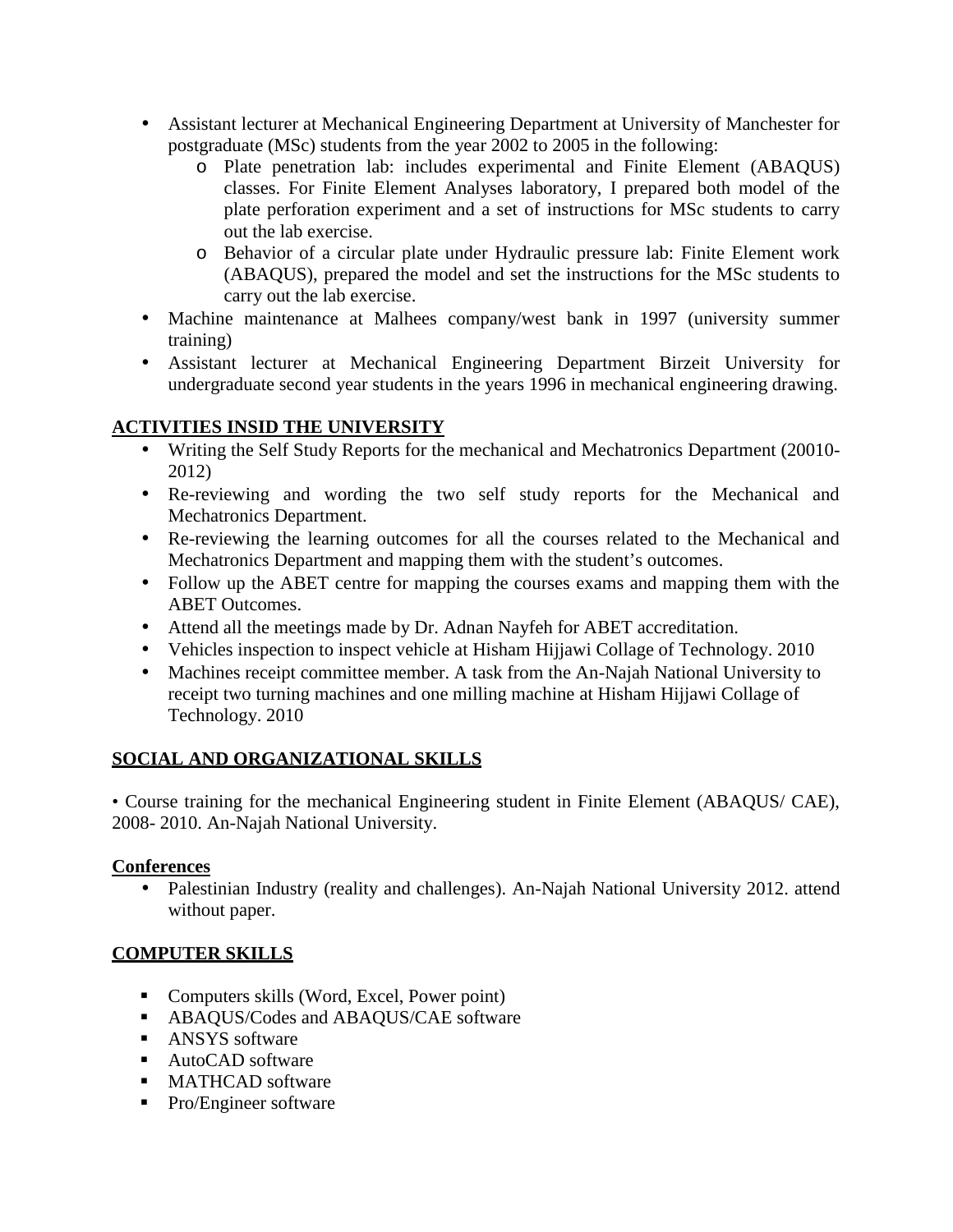- Assistant lecturer at Mechanical Engineering Department at University of Manchester for postgraduate (MSc) students from the year 2002 to 2005 in the following:
  - Plate penetration lab: includes experimental and Finite Element (ABAQUS) classes. For Finite Element Analyses laboratory, I prepared both model of the plate perforation experiment and a set of instructions for MSc students to carry out the lab exercise.
  - Behavior of a circular plate under Hydraulic pressure lab: Finite Element work (ABAQUS), prepared the model and set the instructions for the MSc students to carry out the lab exercise.
- Machine maintenance at Malhees company/west bank in 1997 (university summer training)
- Assistant lecturer at Mechanical Engineering Department Birzeit University for undergraduate second year students in the years 1996 in mechanical engineering drawing.

## ACTIVITIES INSID THE UNIVERSITY

- Writing the Self Study Reports for the mechanical and Mechatronics Department (20010-2012)
- Re-reviewing and wording the two self study reports for the Mechanical and Mechatronics Department.
- Re-reviewing the learning outcomes for all the courses related to the Mechanical and Mechatronics Department and mapping them with the student's outcomes.
- Follow up the ABET centre for mapping the courses exams and mapping them with the ABET Outcomes.
- Attend all the meetings made by Dr. Adnan Nayfeh for ABET accreditation.
- Vehicles inspection to inspect vehicle at Hisham Hijjawi Collage of Technology. 2010
- Machines receipt committee member. A task from the An-Najah National University to receipt two turning machines and one milling machine at Hisham Hijjawi Collage of Technology. 2010

## SOCIAL AND ORGANIZATIONAL SKILLS

• Course training for the mechanical Engineering student in Finite Element (ABAQUS/ CAE), 2008- 2010. An-Najah National University.

### Conferences

- Palestinian Industry (reality and challenges). An-Najah National University 2012. attend without paper.

## COMPUTER SKILLS

- Computers skills (Word, Excel, Power point)
- ABAQUS/Codes and ABAQUS/CAE software
- ANSYS software
- AutoCAD software
- MATHCAD software
- Pro/Engineer software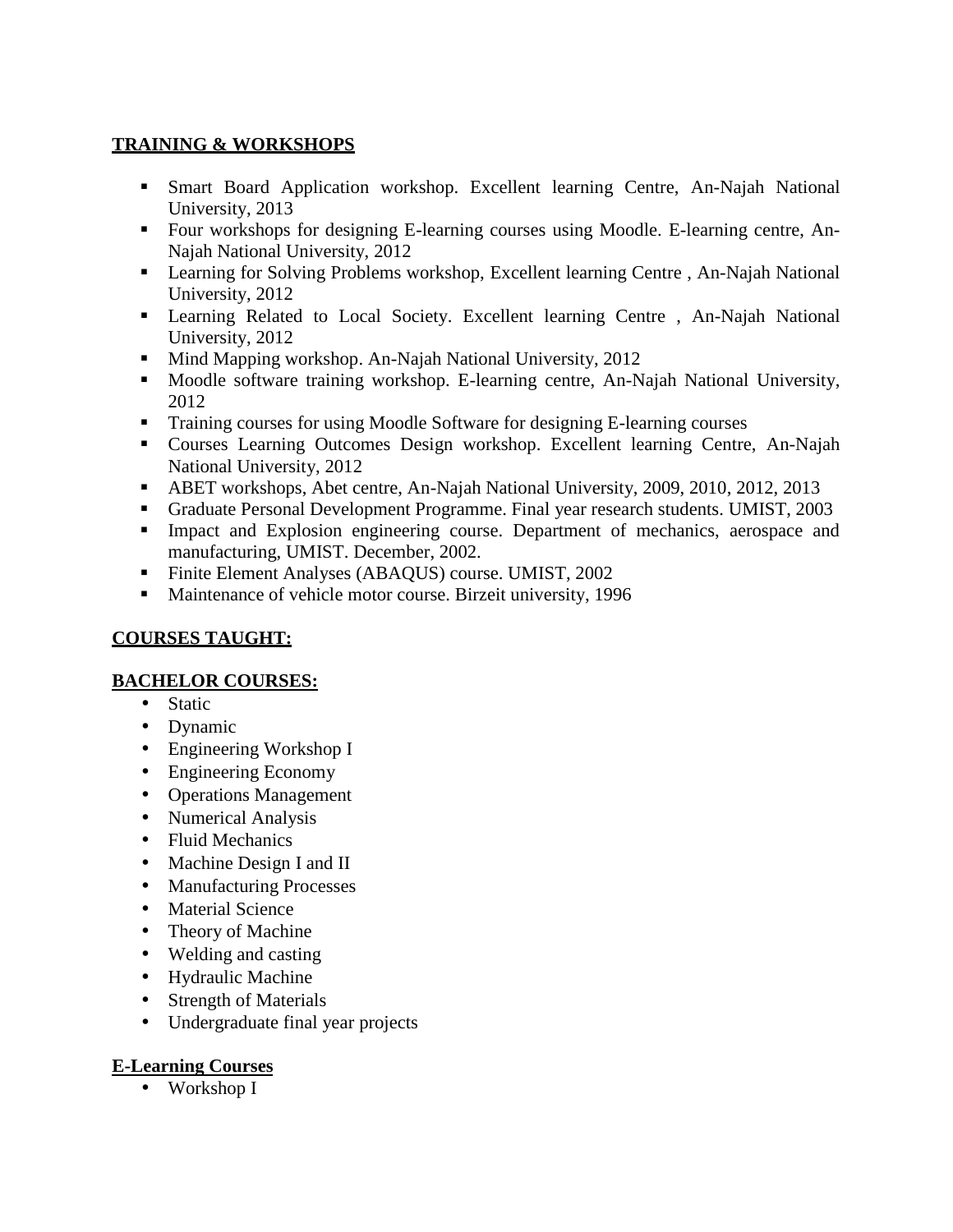## TRAINING & WORKSHOPS

- Smart Board Application workshop. Excellent learning Centre, An-Najah National University, 2013
- Four workshops for designing E-learning courses using Moodle. E-learning centre, An-Najah National University, 2012
- Learning for Solving Problems workshop, Excellent learning Centre , An-Najah National University, 2012
- Learning Related to Local Society. Excellent learning Centre , An-Najah National University, 2012
- Mind Mapping workshop. An-Najah National University, 2012
- Moodle software training workshop. E-learning centre, An-Najah National University, 2012
- Training courses for using Moodle Software for designing E-learning courses
- Courses Learning Outcomes Design workshop. Excellent learning Centre, An-Najah National University, 2012
- ABET workshops, Abet centre, An-Najah National University, 2009, 2010, 2012, 2013
- Graduate Personal Development Programme. Final year research students. UMIST, 2003
- Impact and Explosion engineering course. Department of mechanics, aerospace and manufacturing, UMIST. December, 2002.
- Finite Element Analyses (ABAQUS) course. UMIST, 2002
- Maintenance of vehicle motor course. Birzeit university, 1996

## COURSES TAUGHT:

### BACHELOR COURSES:

- Static
- Dynamic
- Engineering Workshop I
- Engineering Economy
- Operations Management
- Numerical Analysis
- Fluid Mechanics
- Machine Design I and II
- Manufacturing Processes
- Material Science
- Theory of Machine
- Welding and casting
- Hydraulic Machine
- Strength of Materials
- Undergraduate final year projects

### E-Learning Courses

- Workshop I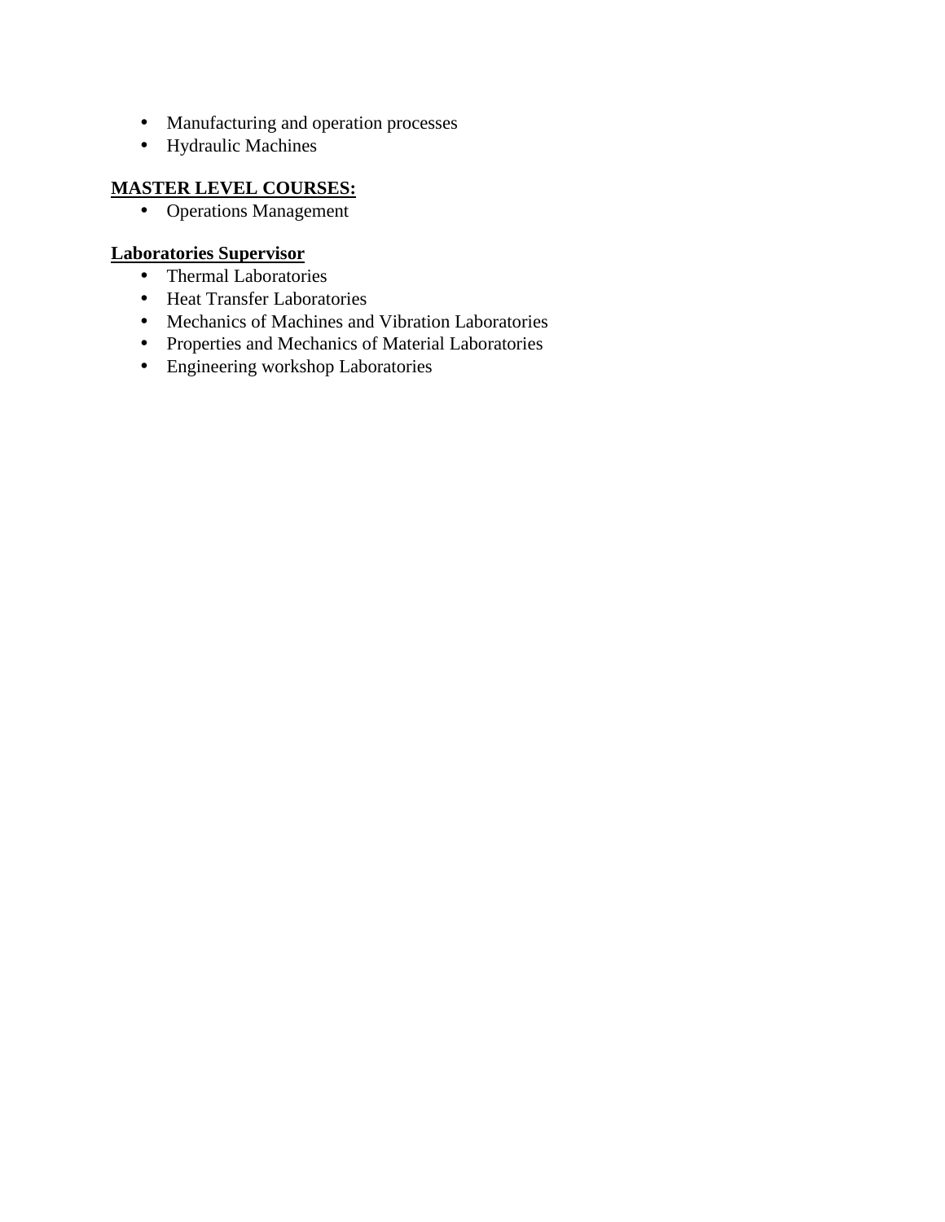- Manufacturing and operation processes
- Hydraulic Machines

**MASTER LEVEL COURSES:**

- Operations Management

**Laboratories Supervisor**

- Thermal Laboratories
- Heat Transfer Laboratories
- Mechanics of Machines and Vibration Laboratories
- Properties and Mechanics of Material Laboratories
- Engineering workshop Laboratories